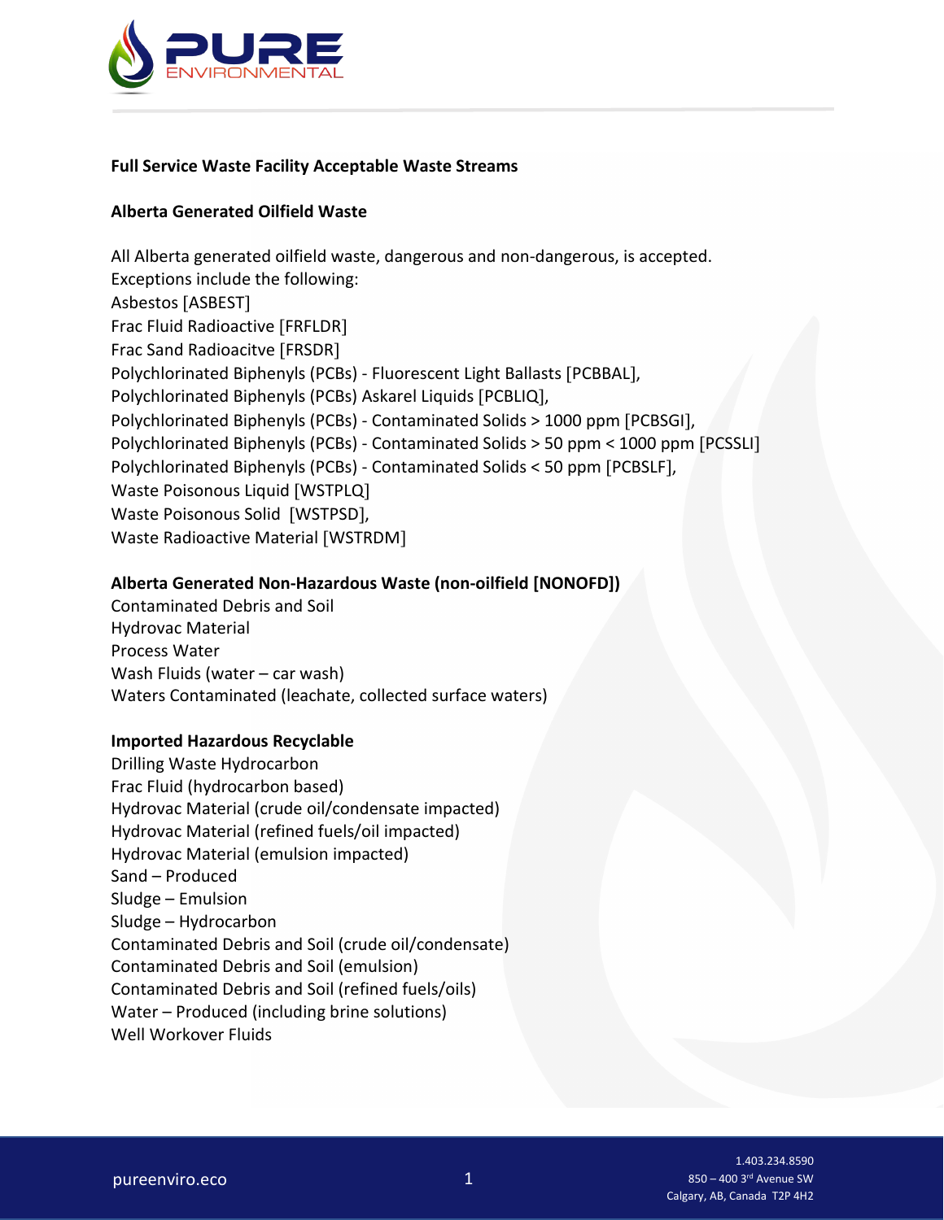## Full Service Waste Facility Acceptable Waste Streams

### Alberta Generated Oilfield Waste

All Alberta generated oilfield waste, dangerous and non-dangerous, is accepted.
Exceptions include the following:
Asbestos [ASBEST]
Frac Fluid Radioactive [FRFLDR]
Frac Sand Radioacitve [FRSDR]
Polychlorinated Biphenyls (PCBs) - Fluorescent Light Ballasts [PCBBAL],
Polychlorinated Biphenyls (PCBs) Askarel Liquids [PCBLIQ],
Polychlorinated Biphenyls (PCBs) - Contaminated Solids > 1000 ppm [PCBSGI],
Polychlorinated Biphenyls (PCBs) - Contaminated Solids > 50 ppm < 1000 ppm [PCSSLI]
Polychlorinated Biphenyls (PCBs) - Contaminated Solids < 50 ppm [PCBSLF],
Waste Poisonous Liquid [WSTPLQ]
Waste Poisonous Solid [WSTPSD],
Waste Radioactive Material [WSTRDM]

### Alberta Generated Non-Hazardous Waste (non-oilfield [NONOFD])

Contaminated Debris and Soil
Hydrovac Material
Process Water
Wash Fluids (water – car wash)
Waters Contaminated (leachate, collected surface waters)

### Imported Hazardous Recyclable

Drilling Waste Hydrocarbon
Frac Fluid (hydrocarbon based)
Hydrovac Material (crude oil/condensate impacted)
Hydrovac Material (refined fuels/oil impacted)
Hydrovac Material (emulsion impacted)
Sand – Produced
Sludge – Emulsion
Sludge – Hydrocarbon
Contaminated Debris and Soil (crude oil/condensate)
Contaminated Debris and Soil (emulsion)
Contaminated Debris and Soil (refined fuels/oils)
Water – Produced (including brine solutions)
Well Workover Fluids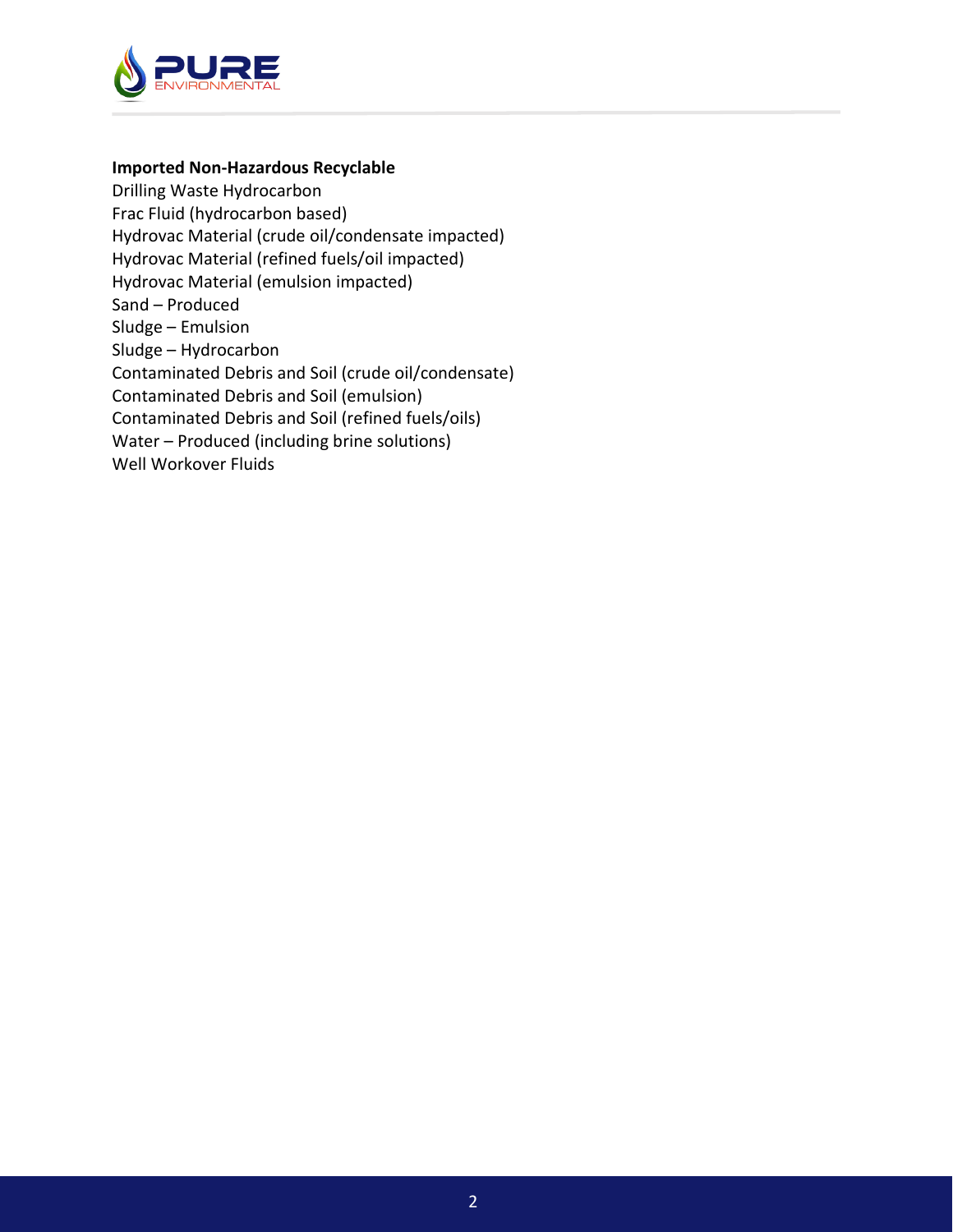**Imported Non-Hazardous Recyclable**

Drilling Waste Hydrocarbon
Frac Fluid (hydrocarbon based)
Hydrovac Material (crude oil/condensate impacted)
Hydrovac Material (refined fuels/oil impacted)
Hydrovac Material (emulsion impacted)
Sand – Produced
Sludge – Emulsion
Sludge – Hydrocarbon
Contaminated Debris and Soil (crude oil/condensate)
Contaminated Debris and Soil (emulsion)
Contaminated Debris and Soil (refined fuels/oils)
Water – Produced (including brine solutions)
Well Workover Fluids